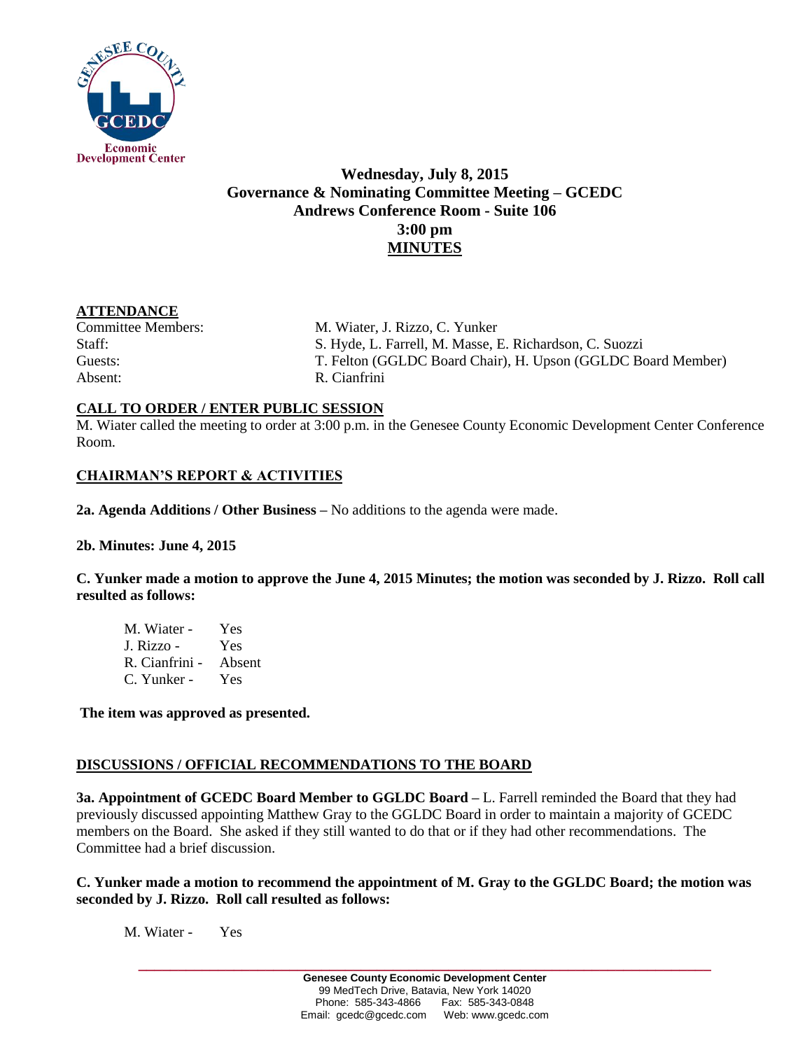**Wednesday, July 8, 2015**
**Governance & Nominating Committee Meeting – GCEDC**
**Andrews Conference Room - Suite 106**
**3:00 pm**
**MINUTES**

## ATTENDANCE

| | |
|---|---|
| Committee Members: | M. Wiater, J. Rizzo, C. Yunker |
| Staff: | S. Hyde, L. Farrell, M. Masse, E. Richardson, C. Suozzi |
| Guests: | T. Felton (GGLDC Board Chair), H. Upson (GGLDC Board Member) |
| Absent: | R. Cianfrini |

## CALL TO ORDER / ENTER PUBLIC SESSION

M. Wiater called the meeting to order at 3:00 p.m. in the Genesee County Economic Development Center Conference Room.

## CHAIRMAN'S REPORT & ACTIVITIES

**2a. Agenda Additions / Other Business –** No additions to the agenda were made.

**2b. Minutes: June 4, 2015**

**C. Yunker made a motion to approve the June 4, 2015 Minutes; the motion was seconded by J. Rizzo. Roll call resulted as follows:**

M. Wiater - Yes
J. Rizzo - Yes
R. Cianfrini - Absent
C. Yunker - Yes

**The item was approved as presented.**

## DISCUSSIONS / OFFICIAL RECOMMENDATIONS TO THE BOARD

**3a. Appointment of GCEDC Board Member to GGLDC Board –** L. Farrell reminded the Board that they had previously discussed appointing Matthew Gray to the GGLDC Board in order to maintain a majority of GCEDC members on the Board. She asked if they still wanted to do that or if they had other recommendations. The Committee had a brief discussion.

**C. Yunker made a motion to recommend the appointment of M. Gray to the GGLDC Board; the motion was seconded by J. Rizzo. Roll call resulted as follows:**

M. Wiater - Yes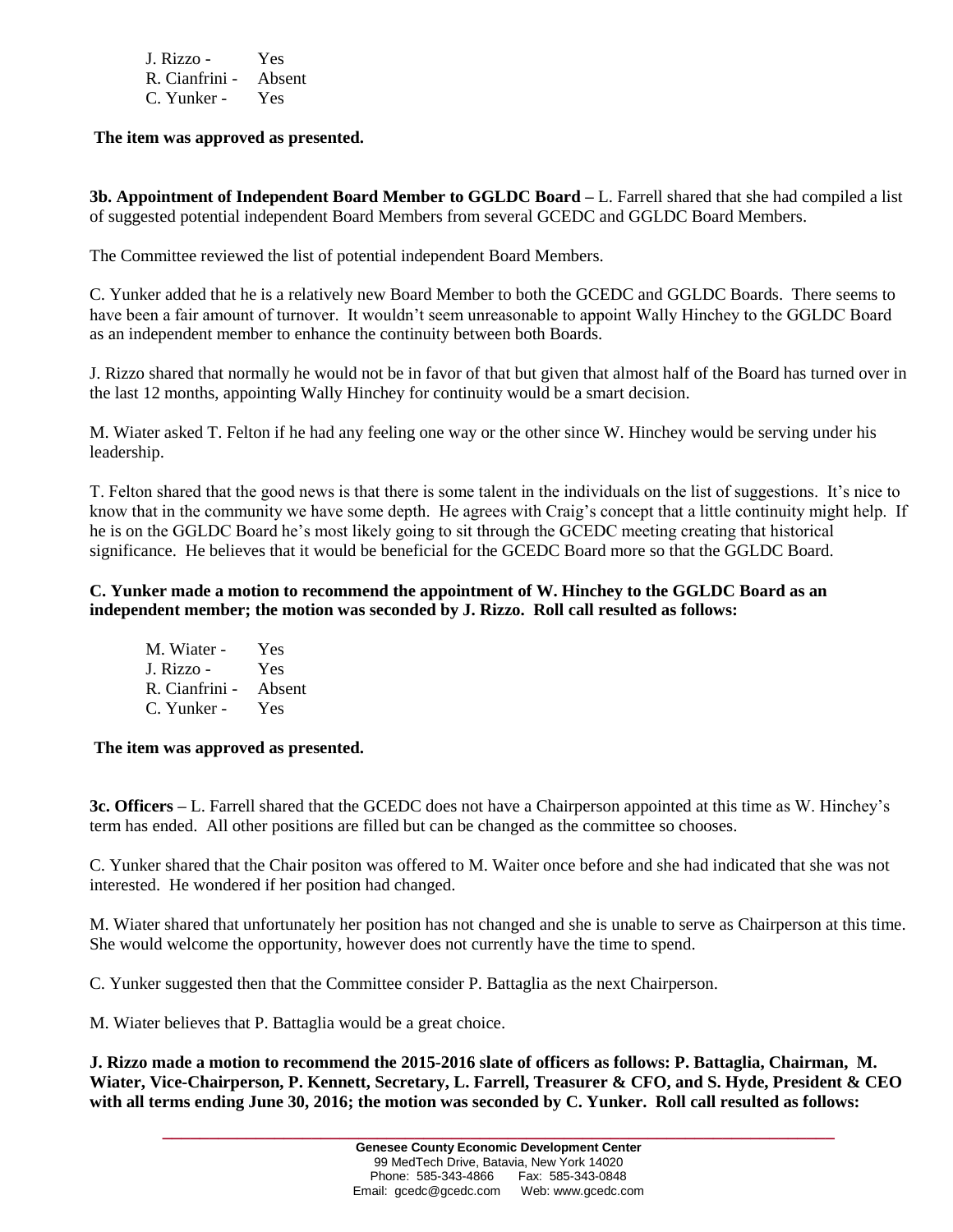J. Rizzo - Yes
R. Cianfrini - Absent
C. Yunker - Yes

**The item was approved as presented.**

**3b. Appointment of Independent Board Member to GGLDC Board –** L. Farrell shared that she had compiled a list of suggested potential independent Board Members from several GCEDC and GGLDC Board Members.

The Committee reviewed the list of potential independent Board Members.

C. Yunker added that he is a relatively new Board Member to both the GCEDC and GGLDC Boards. There seems to have been a fair amount of turnover. It wouldn't seem unreasonable to appoint Wally Hinchey to the GGLDC Board as an independent member to enhance the continuity between both Boards.

J. Rizzo shared that normally he would not be in favor of that but given that almost half of the Board has turned over in the last 12 months, appointing Wally Hinchey for continuity would be a smart decision.

M. Wiater asked T. Felton if he had any feeling one way or the other since W. Hinchey would be serving under his leadership.

T. Felton shared that the good news is that there is some talent in the individuals on the list of suggestions. It's nice to know that in the community we have some depth. He agrees with Craig's concept that a little continuity might help. If he is on the GGLDC Board he's most likely going to sit through the GCEDC meeting creating that historical significance. He believes that it would be beneficial for the GCEDC Board more so that the GGLDC Board.

**C. Yunker made a motion to recommend the appointment of W. Hinchey to the GGLDC Board as an independent member; the motion was seconded by J. Rizzo. Roll call resulted as follows:**

M. Wiater - Yes
J. Rizzo - Yes
R. Cianfrini - Absent
C. Yunker - Yes

**The item was approved as presented.**

**3c. Officers –** L. Farrell shared that the GCEDC does not have a Chairperson appointed at this time as W. Hinchey's term has ended. All other positions are filled but can be changed as the committee so chooses.

C. Yunker shared that the Chair positon was offered to M. Waiter once before and she had indicated that she was not interested. He wondered if her position had changed.

M. Wiater shared that unfortunately her position has not changed and she is unable to serve as Chairperson at this time. She would welcome the opportunity, however does not currently have the time to spend.

C. Yunker suggested then that the Committee consider P. Battaglia as the next Chairperson.

M. Wiater believes that P. Battaglia would be a great choice.

**J. Rizzo made a motion to recommend the 2015-2016 slate of officers as follows: P. Battaglia, Chairman, M. Wiater, Vice-Chairperson, P. Kennett, Secretary, L. Farrell, Treasurer & CFO, and S. Hyde, President & CEO with all terms ending June 30, 2016; the motion was seconded by C. Yunker. Roll call resulted as follows:**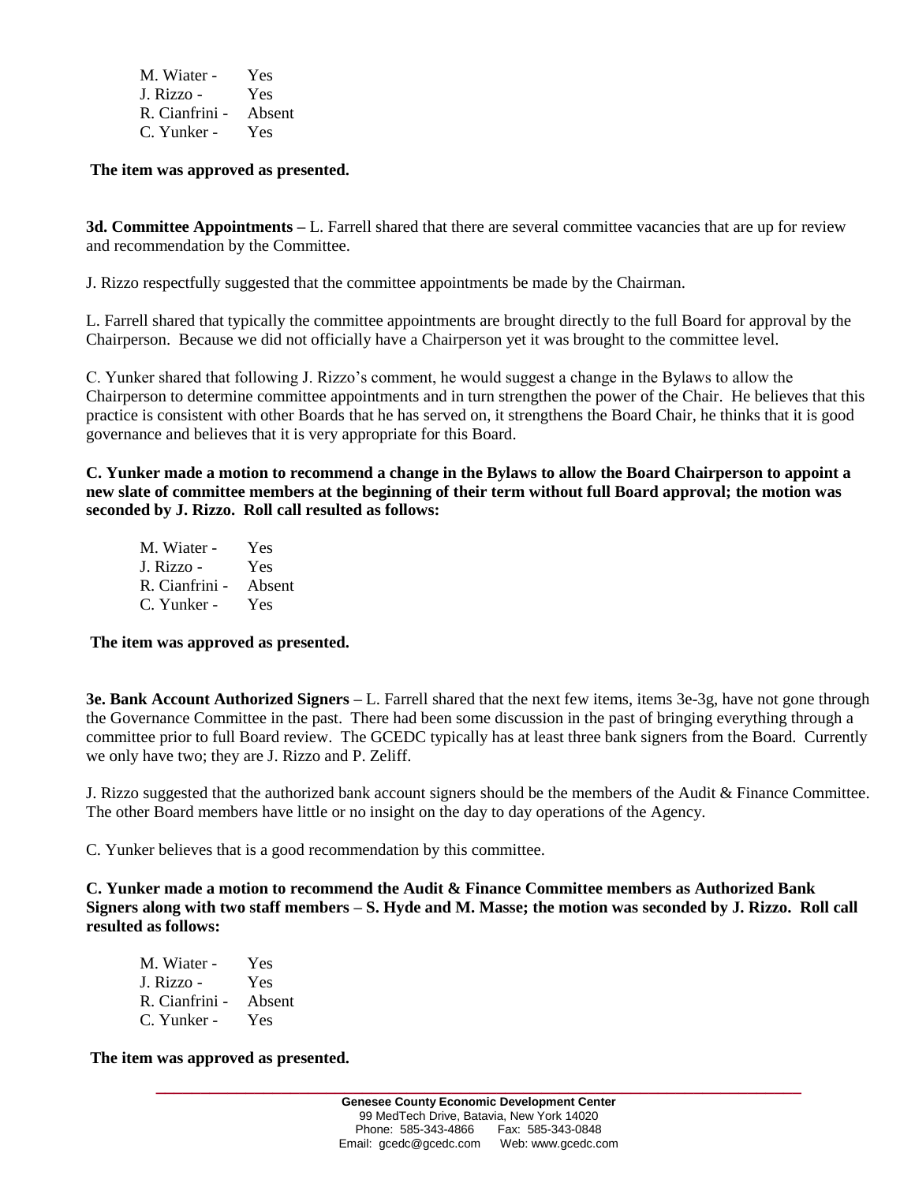M. Wiater - Yes  
J. Rizzo - Yes  
R. Cianfrini - Absent  
C. Yunker - Yes

**The item was approved as presented.**

**3d. Committee Appointments –** L. Farrell shared that there are several committee vacancies that are up for review and recommendation by the Committee.

J. Rizzo respectfully suggested that the committee appointments be made by the Chairman.

L. Farrell shared that typically the committee appointments are brought directly to the full Board for approval by the Chairperson. Because we did not officially have a Chairperson yet it was brought to the committee level.

C. Yunker shared that following J. Rizzo's comment, he would suggest a change in the Bylaws to allow the Chairperson to determine committee appointments and in turn strengthen the power of the Chair. He believes that this practice is consistent with other Boards that he has served on, it strengthens the Board Chair, he thinks that it is good governance and believes that it is very appropriate for this Board.

**C. Yunker made a motion to recommend a change in the Bylaws to allow the Board Chairperson to appoint a new slate of committee members at the beginning of their term without full Board approval; the motion was seconded by J. Rizzo. Roll call resulted as follows:**

M. Wiater - Yes  
J. Rizzo - Yes  
R. Cianfrini - Absent  
C. Yunker - Yes

**The item was approved as presented.**

**3e. Bank Account Authorized Signers –** L. Farrell shared that the next few items, items 3e-3g, have not gone through the Governance Committee in the past. There had been some discussion in the past of bringing everything through a committee prior to full Board review. The GCEDC typically has at least three bank signers from the Board. Currently we only have two; they are J. Rizzo and P. Zeliff.

J. Rizzo suggested that the authorized bank account signers should be the members of the Audit & Finance Committee. The other Board members have little or no insight on the day to day operations of the Agency.

C. Yunker believes that is a good recommendation by this committee.

**C. Yunker made a motion to recommend the Audit & Finance Committee members as Authorized Bank Signers along with two staff members – S. Hyde and M. Masse; the motion was seconded by J. Rizzo. Roll call resulted as follows:**

M. Wiater - Yes  
J. Rizzo - Yes  
R. Cianfrini - Absent  
C. Yunker - Yes

**The item was approved as presented.**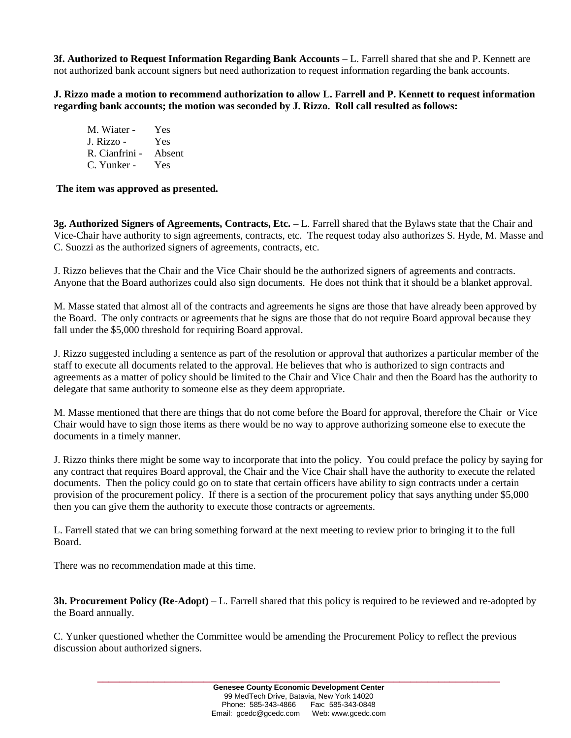**3f. Authorized to Request Information Regarding Bank Accounts –** L. Farrell shared that she and P. Kennett are not authorized bank account signers but need authorization to request information regarding the bank accounts.

**J. Rizzo made a motion to recommend authorization to allow L. Farrell and P. Kennett to request information regarding bank accounts; the motion was seconded by J. Rizzo. Roll call resulted as follows:**

M. Wiater - Yes
J. Rizzo - Yes
R. Cianfrini - Absent
C. Yunker - Yes

**The item was approved as presented.**

**3g. Authorized Signers of Agreements, Contracts, Etc. –** L. Farrell shared that the Bylaws state that the Chair and Vice-Chair have authority to sign agreements, contracts, etc. The request today also authorizes S. Hyde, M. Masse and C. Suozzi as the authorized signers of agreements, contracts, etc.

J. Rizzo believes that the Chair and the Vice Chair should be the authorized signers of agreements and contracts. Anyone that the Board authorizes could also sign documents. He does not think that it should be a blanket approval.

M. Masse stated that almost all of the contracts and agreements he signs are those that have already been approved by the Board. The only contracts or agreements that he signs are those that do not require Board approval because they fall under the $5,000 threshold for requiring Board approval.

J. Rizzo suggested including a sentence as part of the resolution or approval that authorizes a particular member of the staff to execute all documents related to the approval. He believes that who is authorized to sign contracts and agreements as a matter of policy should be limited to the Chair and Vice Chair and then the Board has the authority to delegate that same authority to someone else as they deem appropriate.

M. Masse mentioned that there are things that do not come before the Board for approval, therefore the Chair or Vice Chair would have to sign those items as there would be no way to approve authorizing someone else to execute the documents in a timely manner.

J. Rizzo thinks there might be some way to incorporate that into the policy. You could preface the policy by saying for any contract that requires Board approval, the Chair and the Vice Chair shall have the authority to execute the related documents. Then the policy could go on to state that certain officers have ability to sign contracts under a certain provision of the procurement policy. If there is a section of the procurement policy that says anything under $5,000 then you can give them the authority to execute those contracts or agreements.

L. Farrell stated that we can bring something forward at the next meeting to review prior to bringing it to the full Board.

There was no recommendation made at this time.

**3h. Procurement Policy (Re-Adopt) –** L. Farrell shared that this policy is required to be reviewed and re-adopted by the Board annually.

C. Yunker questioned whether the Committee would be amending the Procurement Policy to reflect the previous discussion about authorized signers.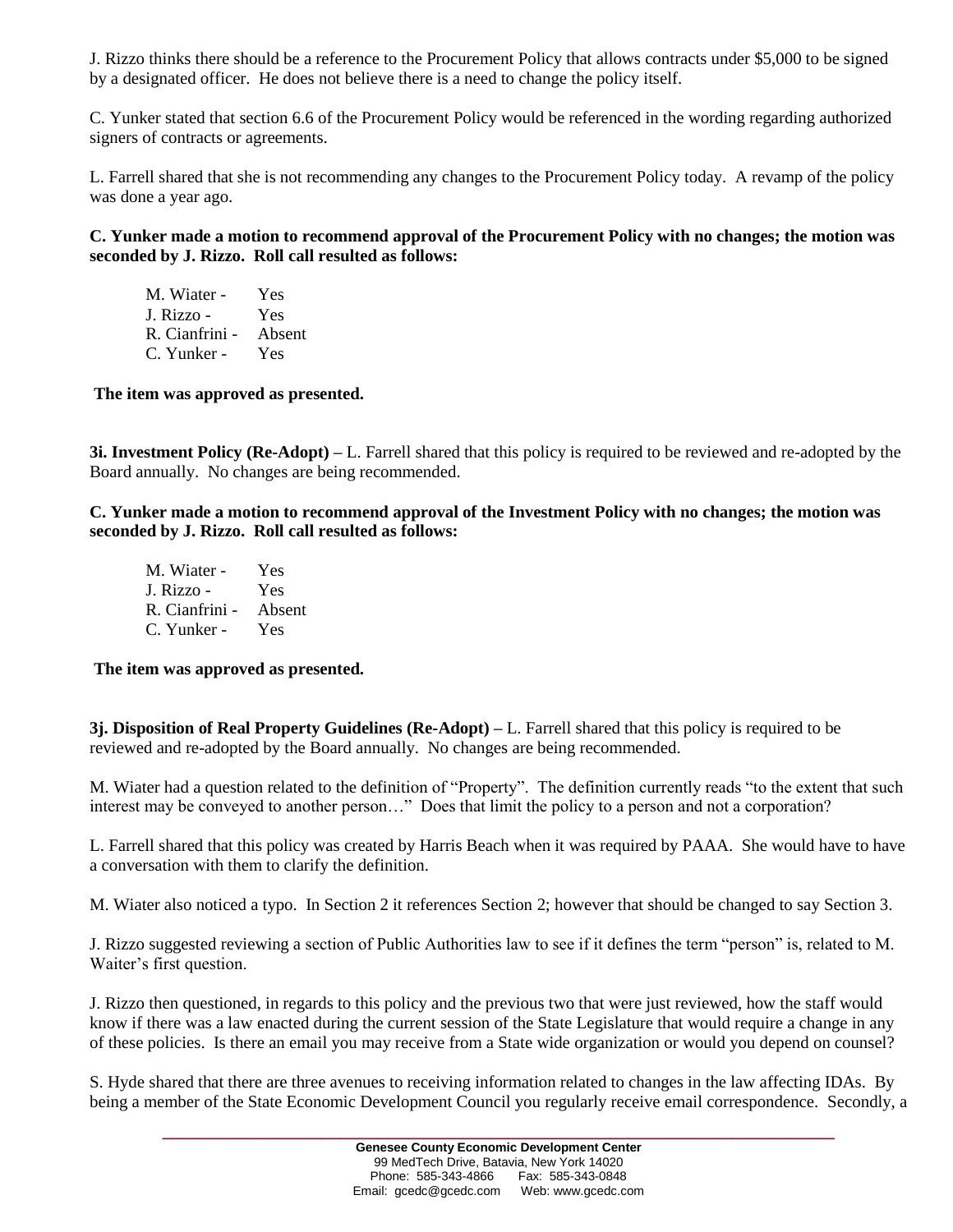J. Rizzo thinks there should be a reference to the Procurement Policy that allows contracts under $5,000 to be signed by a designated officer. He does not believe there is a need to change the policy itself.

C. Yunker stated that section 6.6 of the Procurement Policy would be referenced in the wording regarding authorized signers of contracts or agreements.

L. Farrell shared that she is not recommending any changes to the Procurement Policy today. A revamp of the policy was done a year ago.

**C. Yunker made a motion to recommend approval of the Procurement Policy with no changes; the motion was seconded by J. Rizzo. Roll call resulted as follows:**

M. Wiater - Yes
J. Rizzo - Yes
R. Cianfrini - Absent
C. Yunker - Yes

**The item was approved as presented.**

**3i. Investment Policy (Re-Adopt) –** L. Farrell shared that this policy is required to be reviewed and re-adopted by the Board annually. No changes are being recommended.

**C. Yunker made a motion to recommend approval of the Investment Policy with no changes; the motion was seconded by J. Rizzo. Roll call resulted as follows:**

M. Wiater - Yes
J. Rizzo - Yes
R. Cianfrini - Absent
C. Yunker - Yes

**The item was approved as presented.**

**3j. Disposition of Real Property Guidelines (Re-Adopt) –** L. Farrell shared that this policy is required to be reviewed and re-adopted by the Board annually. No changes are being recommended.

M. Wiater had a question related to the definition of "Property". The definition currently reads "to the extent that such interest may be conveyed to another person…" Does that limit the policy to a person and not a corporation?

L. Farrell shared that this policy was created by Harris Beach when it was required by PAAA. She would have to have a conversation with them to clarify the definition.

M. Wiater also noticed a typo. In Section 2 it references Section 2; however that should be changed to say Section 3.

J. Rizzo suggested reviewing a section of Public Authorities law to see if it defines the term "person" is, related to M. Waiter's first question.

J. Rizzo then questioned, in regards to this policy and the previous two that were just reviewed, how the staff would know if there was a law enacted during the current session of the State Legislature that would require a change in any of these policies. Is there an email you may receive from a State wide organization or would you depend on counsel?

S. Hyde shared that there are three avenues to receiving information related to changes in the law affecting IDAs. By being a member of the State Economic Development Council you regularly receive email correspondence. Secondly, a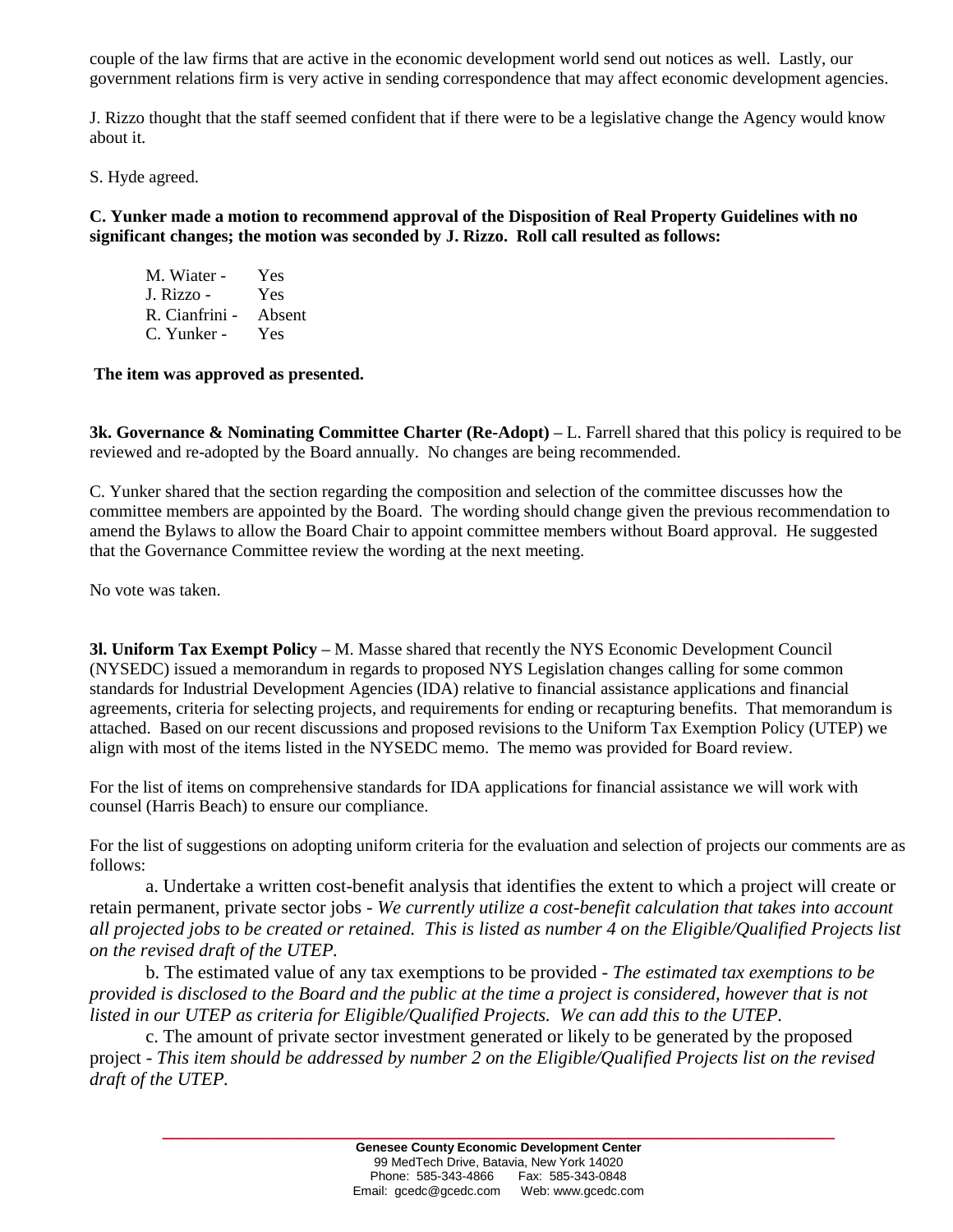couple of the law firms that are active in the economic development world send out notices as well. Lastly, our government relations firm is very active in sending correspondence that may affect economic development agencies.

J. Rizzo thought that the staff seemed confident that if there were to be a legislative change the Agency would know about it.

S. Hyde agreed.

**C. Yunker made a motion to recommend approval of the Disposition of Real Property Guidelines with no significant changes; the motion was seconded by J. Rizzo. Roll call resulted as follows:**

M. Wiater - Yes
J. Rizzo - Yes
R. Cianfrini - Absent
C. Yunker - Yes

**The item was approved as presented.**

**3k. Governance & Nominating Committee Charter (Re-Adopt) –** L. Farrell shared that this policy is required to be reviewed and re-adopted by the Board annually. No changes are being recommended.

C. Yunker shared that the section regarding the composition and selection of the committee discusses how the committee members are appointed by the Board. The wording should change given the previous recommendation to amend the Bylaws to allow the Board Chair to appoint committee members without Board approval. He suggested that the Governance Committee review the wording at the next meeting.

No vote was taken.

**3l. Uniform Tax Exempt Policy –** M. Masse shared that recently the NYS Economic Development Council (NYSEDC) issued a memorandum in regards to proposed NYS Legislation changes calling for some common standards for Industrial Development Agencies (IDA) relative to financial assistance applications and financial agreements, criteria for selecting projects, and requirements for ending or recapturing benefits. That memorandum is attached. Based on our recent discussions and proposed revisions to the Uniform Tax Exemption Policy (UTEP) we align with most of the items listed in the NYSEDC memo. The memo was provided for Board review.

For the list of items on comprehensive standards for IDA applications for financial assistance we will work with counsel (Harris Beach) to ensure our compliance.

For the list of suggestions on adopting uniform criteria for the evaluation and selection of projects our comments are as follows:

a. Undertake a written cost-benefit analysis that identifies the extent to which a project will create or retain permanent, private sector jobs - *We currently utilize a cost-benefit calculation that takes into account all projected jobs to be created or retained. This is listed as number 4 on the Eligible/Qualified Projects list on the revised draft of the UTEP.*

b. The estimated value of any tax exemptions to be provided - *The estimated tax exemptions to be provided is disclosed to the Board and the public at the time a project is considered, however that is not listed in our UTEP as criteria for Eligible/Qualified Projects. We can add this to the UTEP.*

c. The amount of private sector investment generated or likely to be generated by the proposed project - *This item should be addressed by number 2 on the Eligible/Qualified Projects list on the revised draft of the UTEP.*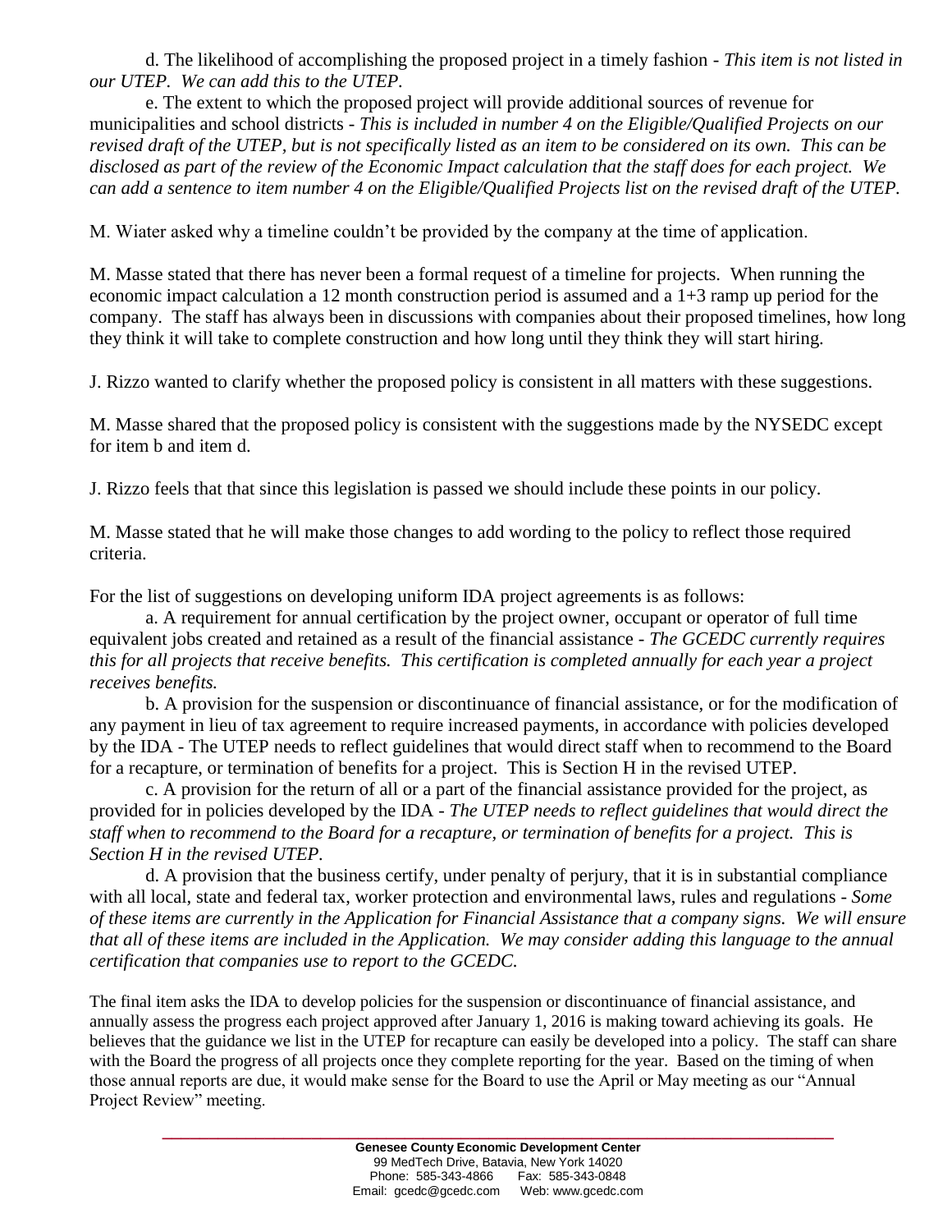d. The likelihood of accomplishing the proposed project in a timely fashion - *This item is not listed in our UTEP. We can add this to the UTEP.*

e. The extent to which the proposed project will provide additional sources of revenue for municipalities and school districts - *This is included in number 4 on the Eligible/Qualified Projects on our revised draft of the UTEP, but is not specifically listed as an item to be considered on its own. This can be disclosed as part of the review of the Economic Impact calculation that the staff does for each project. We can add a sentence to item number 4 on the Eligible/Qualified Projects list on the revised draft of the UTEP.*

M. Wiater asked why a timeline couldn't be provided by the company at the time of application.

M. Masse stated that there has never been a formal request of a timeline for projects. When running the economic impact calculation a 12 month construction period is assumed and a 1+3 ramp up period for the company. The staff has always been in discussions with companies about their proposed timelines, how long they think it will take to complete construction and how long until they think they will start hiring.

J. Rizzo wanted to clarify whether the proposed policy is consistent in all matters with these suggestions.

M. Masse shared that the proposed policy is consistent with the suggestions made by the NYSEDC except for item b and item d.

J. Rizzo feels that that since this legislation is passed we should include these points in our policy.

M. Masse stated that he will make those changes to add wording to the policy to reflect those required criteria.

For the list of suggestions on developing uniform IDA project agreements is as follows:

a. A requirement for annual certification by the project owner, occupant or operator of full time equivalent jobs created and retained as a result of the financial assistance - *The GCEDC currently requires this for all projects that receive benefits. This certification is completed annually for each year a project receives benefits.*

b. A provision for the suspension or discontinuance of financial assistance, or for the modification of any payment in lieu of tax agreement to require increased payments, in accordance with policies developed by the IDA - The UTEP needs to reflect guidelines that would direct staff when to recommend to the Board for a recapture, or termination of benefits for a project. This is Section H in the revised UTEP.

c. A provision for the return of all or a part of the financial assistance provided for the project, as provided for in policies developed by the IDA - *The UTEP needs to reflect guidelines that would direct the staff when to recommend to the Board for a recapture, or termination of benefits for a project. This is Section H in the revised UTEP.*

d. A provision that the business certify, under penalty of perjury, that it is in substantial compliance with all local, state and federal tax, worker protection and environmental laws, rules and regulations - *Some of these items are currently in the Application for Financial Assistance that a company signs. We will ensure that all of these items are included in the Application. We may consider adding this language to the annual certification that companies use to report to the GCEDC.*

The final item asks the IDA to develop policies for the suspension or discontinuance of financial assistance, and annually assess the progress each project approved after January 1, 2016 is making toward achieving its goals. He believes that the guidance we list in the UTEP for recapture can easily be developed into a policy. The staff can share with the Board the progress of all projects once they complete reporting for the year. Based on the timing of when those annual reports are due, it would make sense for the Board to use the April or May meeting as our "Annual Project Review" meeting.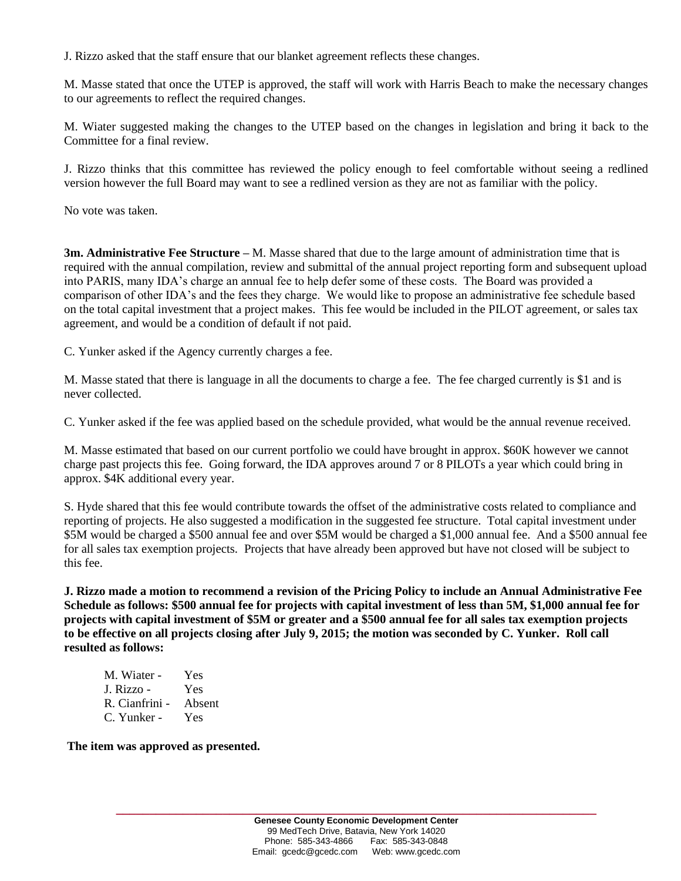J. Rizzo asked that the staff ensure that our blanket agreement reflects these changes.

M. Masse stated that once the UTEP is approved, the staff will work with Harris Beach to make the necessary changes to our agreements to reflect the required changes.

M. Wiater suggested making the changes to the UTEP based on the changes in legislation and bring it back to the Committee for a final review.

J. Rizzo thinks that this committee has reviewed the policy enough to feel comfortable without seeing a redlined version however the full Board may want to see a redlined version as they are not as familiar with the policy.

No vote was taken.

**3m. Administrative Fee Structure –** M. Masse shared that due to the large amount of administration time that is required with the annual compilation, review and submittal of the annual project reporting form and subsequent upload into PARIS, many IDA's charge an annual fee to help defer some of these costs. The Board was provided a comparison of other IDA's and the fees they charge. We would like to propose an administrative fee schedule based on the total capital investment that a project makes. This fee would be included in the PILOT agreement, or sales tax agreement, and would be a condition of default if not paid.

C. Yunker asked if the Agency currently charges a fee.

M. Masse stated that there is language in all the documents to charge a fee. The fee charged currently is $1 and is never collected.

C. Yunker asked if the fee was applied based on the schedule provided, what would be the annual revenue received.

M. Masse estimated that based on our current portfolio we could have brought in approx. $60K however we cannot charge past projects this fee. Going forward, the IDA approves around 7 or 8 PILOTs a year which could bring in approx. $4K additional every year.

S. Hyde shared that this fee would contribute towards the offset of the administrative costs related to compliance and reporting of projects. He also suggested a modification in the suggested fee structure. Total capital investment under $5M would be charged a $500 annual fee and over $5M would be charged a $1,000 annual fee. And a $500 annual fee for all sales tax exemption projects. Projects that have already been approved but have not closed will be subject to this fee.

**J. Rizzo made a motion to recommend a revision of the Pricing Policy to include an Annual Administrative Fee Schedule as follows: $500 annual fee for projects with capital investment of less than 5M, $1,000 annual fee for projects with capital investment of $5M or greater and a $500 annual fee for all sales tax exemption projects to be effective on all projects closing after July 9, 2015; the motion was seconded by C. Yunker. Roll call resulted as follows:**

M. Wiater - Yes
J. Rizzo - Yes
R. Cianfrini - Absent
C. Yunker - Yes

**The item was approved as presented.**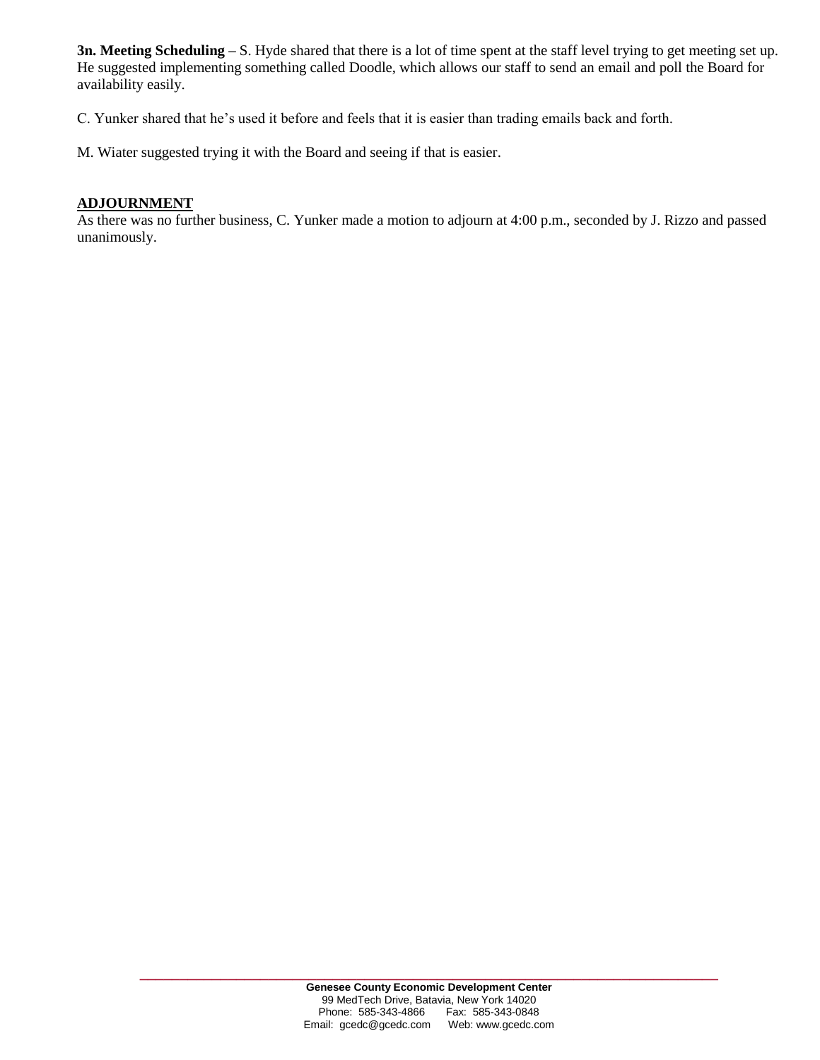**3n. Meeting Scheduling –** S. Hyde shared that there is a lot of time spent at the staff level trying to get meeting set up. He suggested implementing something called Doodle, which allows our staff to send an email and poll the Board for availability easily.

C. Yunker shared that he's used it before and feels that it is easier than trading emails back and forth.

M. Wiater suggested trying it with the Board and seeing if that is easier.

## ADJOURNMENT

As there was no further business, C. Yunker made a motion to adjourn at 4:00 p.m., seconded by J. Rizzo and passed unanimously.